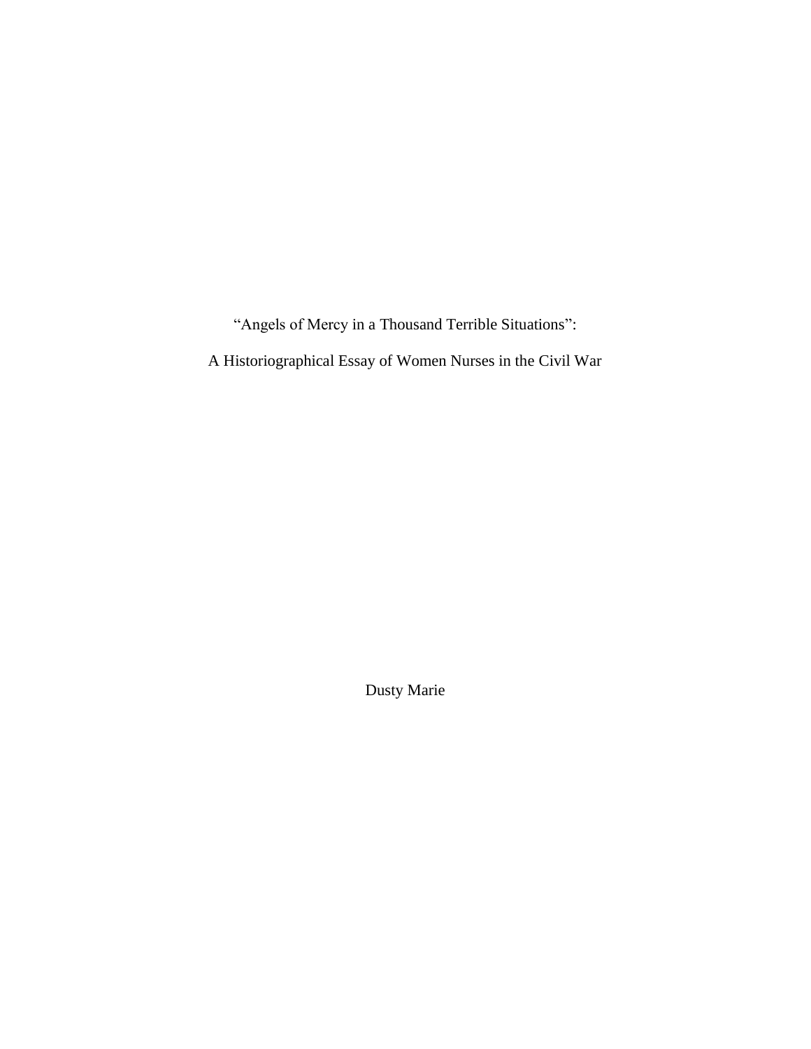# "Angels of Mercy in a Thousand Terrible Situations":

## A Historiographical Essay of Women Nurses in the Civil War

Dusty Marie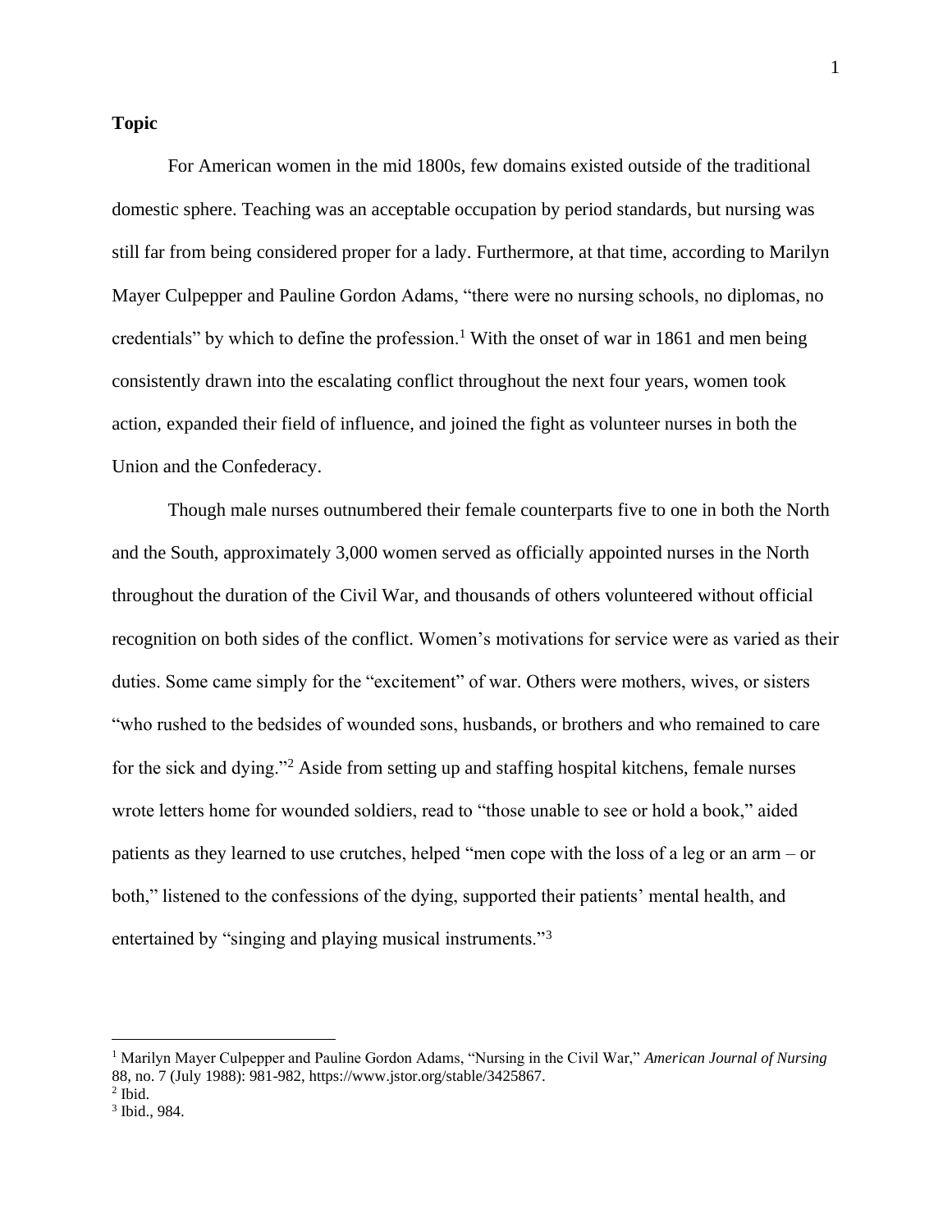**Topic**

For American women in the mid 1800s, few domains existed outside of the traditional domestic sphere. Teaching was an acceptable occupation by period standards, but nursing was still far from being considered proper for a lady. Furthermore, at that time, according to Marilyn Mayer Culpepper and Pauline Gordon Adams, "there were no nursing schools, no diplomas, no credentials" by which to define the profession.[1] With the onset of war in 1861 and men being consistently drawn into the escalating conflict throughout the next four years, women took action, expanded their field of influence, and joined the fight as volunteer nurses in both the Union and the Confederacy.

Though male nurses outnumbered their female counterparts five to one in both the North and the South, approximately 3,000 women served as officially appointed nurses in the North throughout the duration of the Civil War, and thousands of others volunteered without official recognition on both sides of the conflict. Women's motivations for service were as varied as their duties. Some came simply for the "excitement" of war. Others were mothers, wives, or sisters "who rushed to the bedsides of wounded sons, husbands, or brothers and who remained to care for the sick and dying."[2] Aside from setting up and staffing hospital kitchens, female nurses wrote letters home for wounded soldiers, read to "those unable to see or hold a book," aided patients as they learned to use crutches, helped "men cope with the loss of a leg or an arm – or both," listened to the confessions of the dying, supported their patients' mental health, and entertained by "singing and playing musical instruments."[3]

---

[1] Marilyn Mayer Culpepper and Pauline Gordon Adams, "Nursing in the Civil War," *American Journal of Nursing* 88, no. 7 (July 1988): 981-982, https://www.jstor.org/stable/3425867.

[2] Ibid.

[3] Ibid., 984.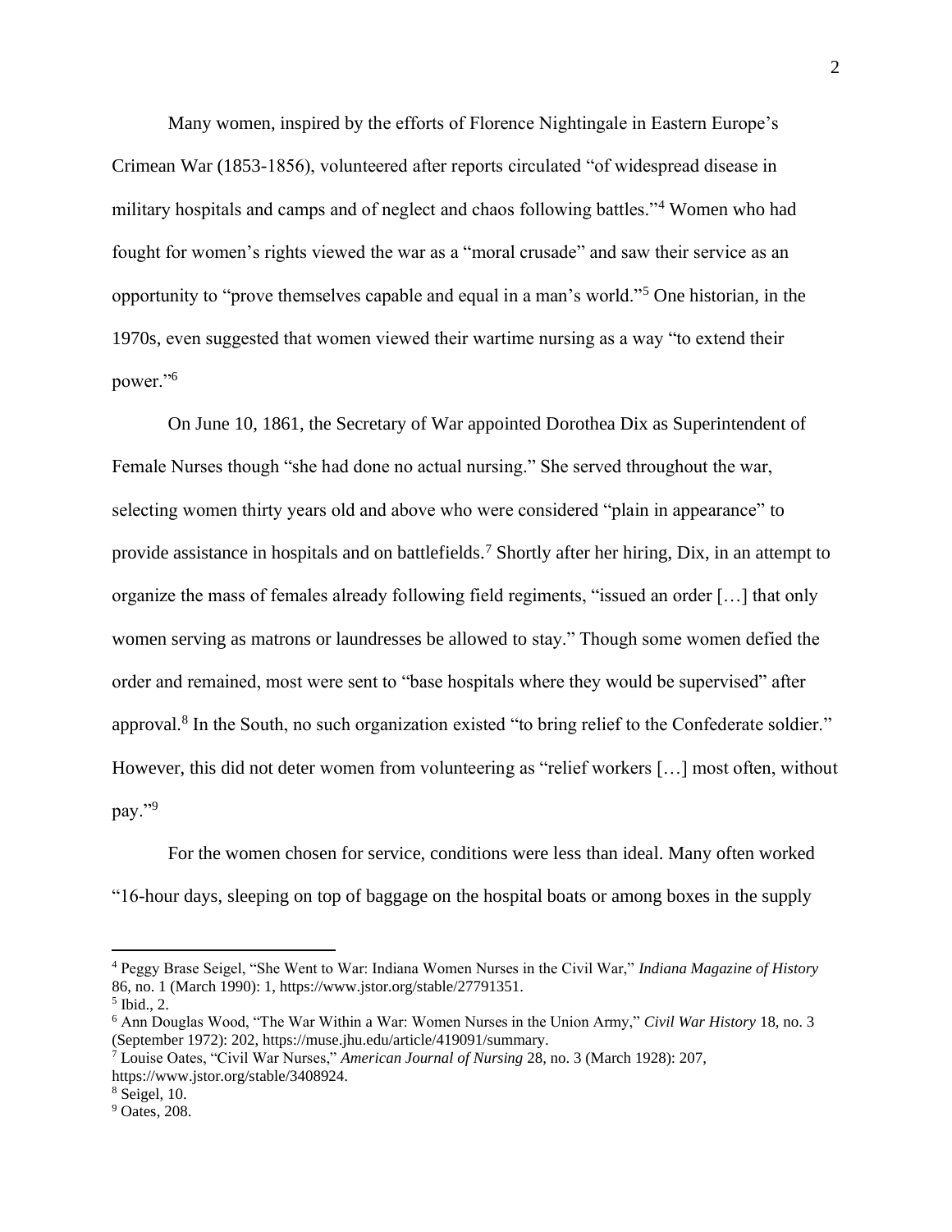Many women, inspired by the efforts of Florence Nightingale in Eastern Europe's Crimean War (1853-1856), volunteered after reports circulated "of widespread disease in military hospitals and camps and of neglect and chaos following battles."[4] Women who had fought for women's rights viewed the war as a "moral crusade" and saw their service as an opportunity to "prove themselves capable and equal in a man's world."[5] One historian, in the 1970s, even suggested that women viewed their wartime nursing as a way "to extend their power."[6]

On June 10, 1861, the Secretary of War appointed Dorothea Dix as Superintendent of Female Nurses though "she had done no actual nursing." She served throughout the war, selecting women thirty years old and above who were considered "plain in appearance" to provide assistance in hospitals and on battlefields.[7] Shortly after her hiring, Dix, in an attempt to organize the mass of females already following field regiments, "issued an order […] that only women serving as matrons or laundresses be allowed to stay." Though some women defied the order and remained, most were sent to "base hospitals where they would be supervised" after approval.[8] In the South, no such organization existed "to bring relief to the Confederate soldier." However, this did not deter women from volunteering as "relief workers […] most often, without pay."[9]

For the women chosen for service, conditions were less than ideal. Many often worked "16-hour days, sleeping on top of baggage on the hospital boats or among boxes in the supply

---

[4] Peggy Brase Seigel, "She Went to War: Indiana Women Nurses in the Civil War," *Indiana Magazine of History* 86, no. 1 (March 1990): 1, https://www.jstor.org/stable/27791351.

[5] Ibid., 2.

[6] Ann Douglas Wood, "The War Within a War: Women Nurses in the Union Army," *Civil War History* 18, no. 3 (September 1972): 202, https://muse.jhu.edu/article/419091/summary.

[7] Louise Oates, "Civil War Nurses," *American Journal of Nursing* 28, no. 3 (March 1928): 207, https://www.jstor.org/stable/3408924.

[8] Seigel, 10.

[9] Oates, 208.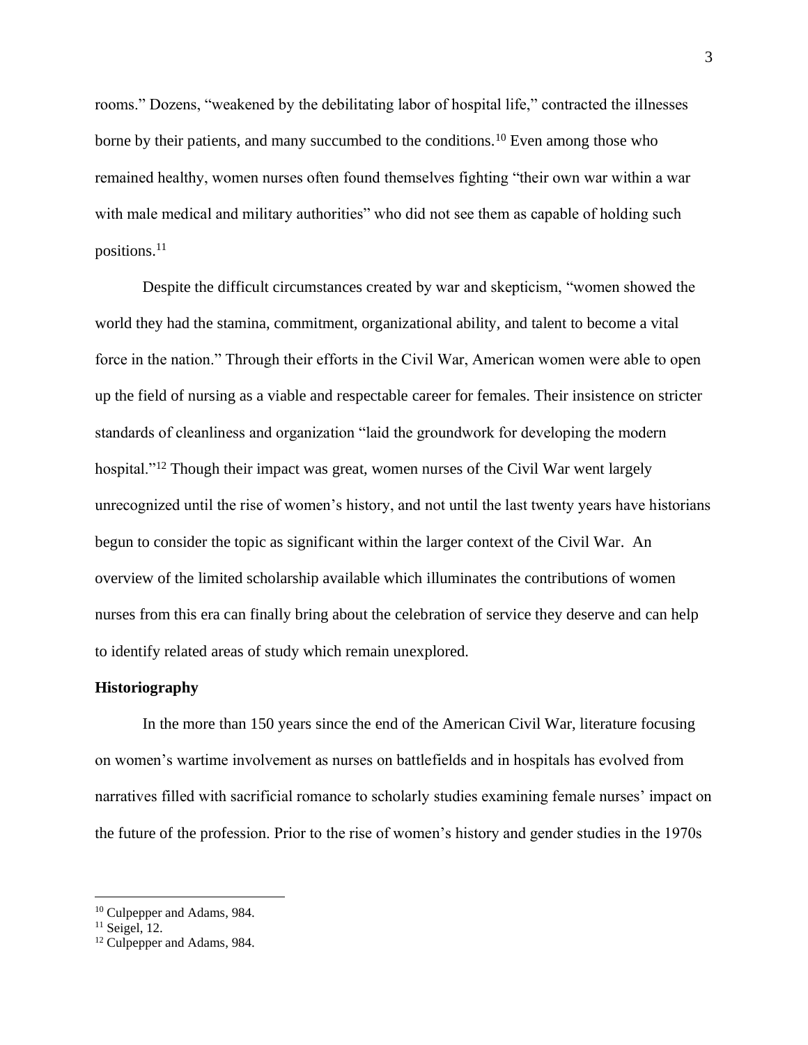rooms." Dozens, "weakened by the debilitating labor of hospital life," contracted the illnesses borne by their patients, and many succumbed to the conditions.[10] Even among those who remained healthy, women nurses often found themselves fighting "their own war within a war with male medical and military authorities" who did not see them as capable of holding such positions.[11]

Despite the difficult circumstances created by war and skepticism, "women showed the world they had the stamina, commitment, organizational ability, and talent to become a vital force in the nation." Through their efforts in the Civil War, American women were able to open up the field of nursing as a viable and respectable career for females. Their insistence on stricter standards of cleanliness and organization "laid the groundwork for developing the modern hospital."[12] Though their impact was great, women nurses of the Civil War went largely unrecognized until the rise of women's history, and not until the last twenty years have historians begun to consider the topic as significant within the larger context of the Civil War. An overview of the limited scholarship available which illuminates the contributions of women nurses from this era can finally bring about the celebration of service they deserve and can help to identify related areas of study which remain unexplored.

**Historiography**

In the more than 150 years since the end of the American Civil War, literature focusing on women's wartime involvement as nurses on battlefields and in hospitals has evolved from narratives filled with sacrificial romance to scholarly studies examining female nurses' impact on the future of the profession. Prior to the rise of women's history and gender studies in the 1970s

---

[10] Culpepper and Adams, 984.

[11] Seigel, 12.

[12] Culpepper and Adams, 984.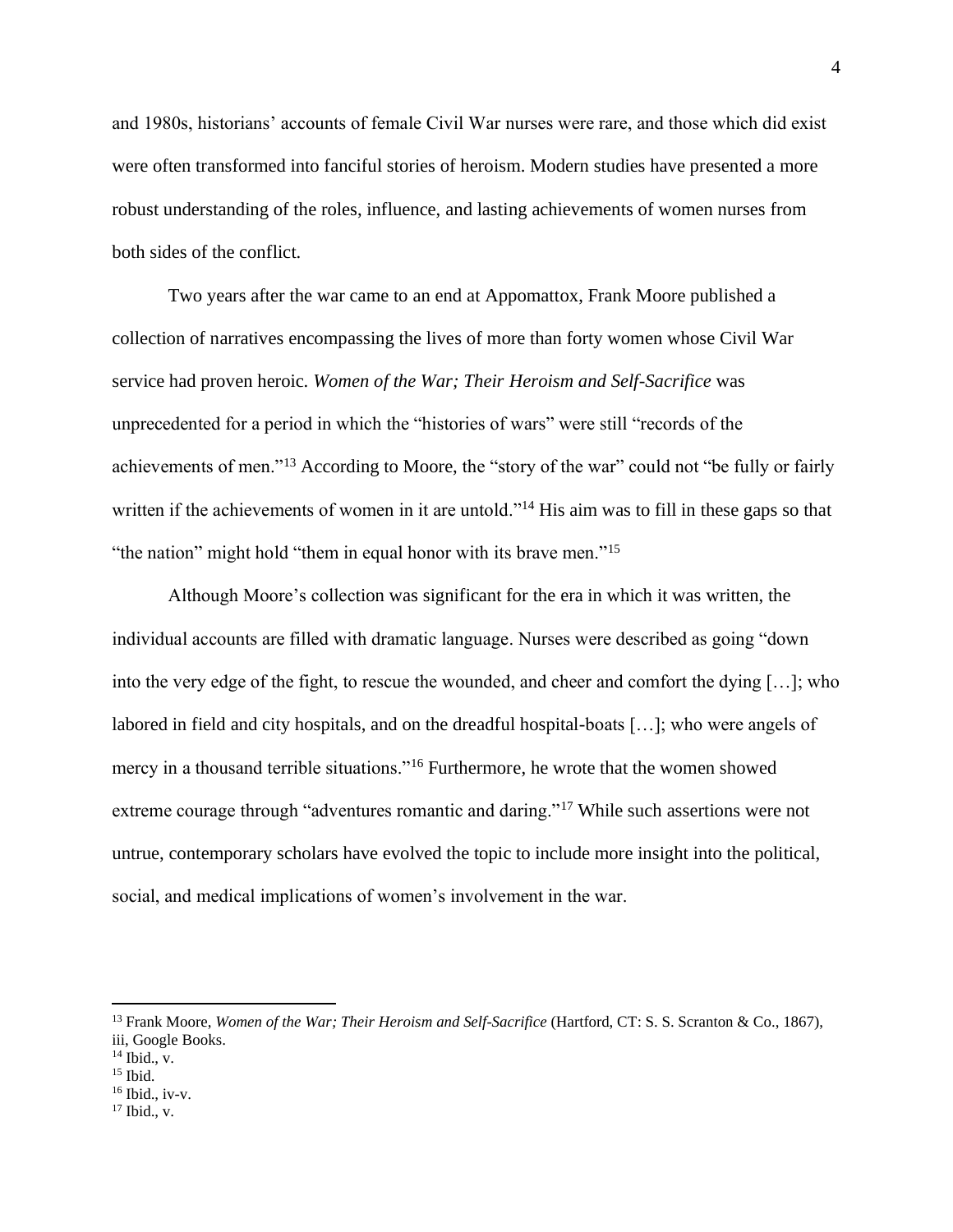and 1980s, historians' accounts of female Civil War nurses were rare, and those which did exist were often transformed into fanciful stories of heroism. Modern studies have presented a more robust understanding of the roles, influence, and lasting achievements of women nurses from both sides of the conflict.

Two years after the war came to an end at Appomattox, Frank Moore published a collection of narratives encompassing the lives of more than forty women whose Civil War service had proven heroic. *Women of the War; Their Heroism and Self-Sacrifice* was unprecedented for a period in which the "histories of wars" were still "records of the achievements of men."[13] According to Moore, the "story of the war" could not "be fully or fairly written if the achievements of women in it are untold."[14] His aim was to fill in these gaps so that "the nation" might hold "them in equal honor with its brave men."[15]

Although Moore's collection was significant for the era in which it was written, the individual accounts are filled with dramatic language. Nurses were described as going "down into the very edge of the fight, to rescue the wounded, and cheer and comfort the dying […]; who labored in field and city hospitals, and on the dreadful hospital-boats […]; who were angels of mercy in a thousand terrible situations."[16] Furthermore, he wrote that the women showed extreme courage through "adventures romantic and daring."[17] While such assertions were not untrue, contemporary scholars have evolved the topic to include more insight into the political, social, and medical implications of women's involvement in the war.

---

[13] Frank Moore, *Women of the War; Their Heroism and Self-Sacrifice* (Hartford, CT: S. S. Scranton & Co., 1867), iii, Google Books.

[14] Ibid., v.

[15] Ibid.

[16] Ibid., iv-v.

[17] Ibid., v.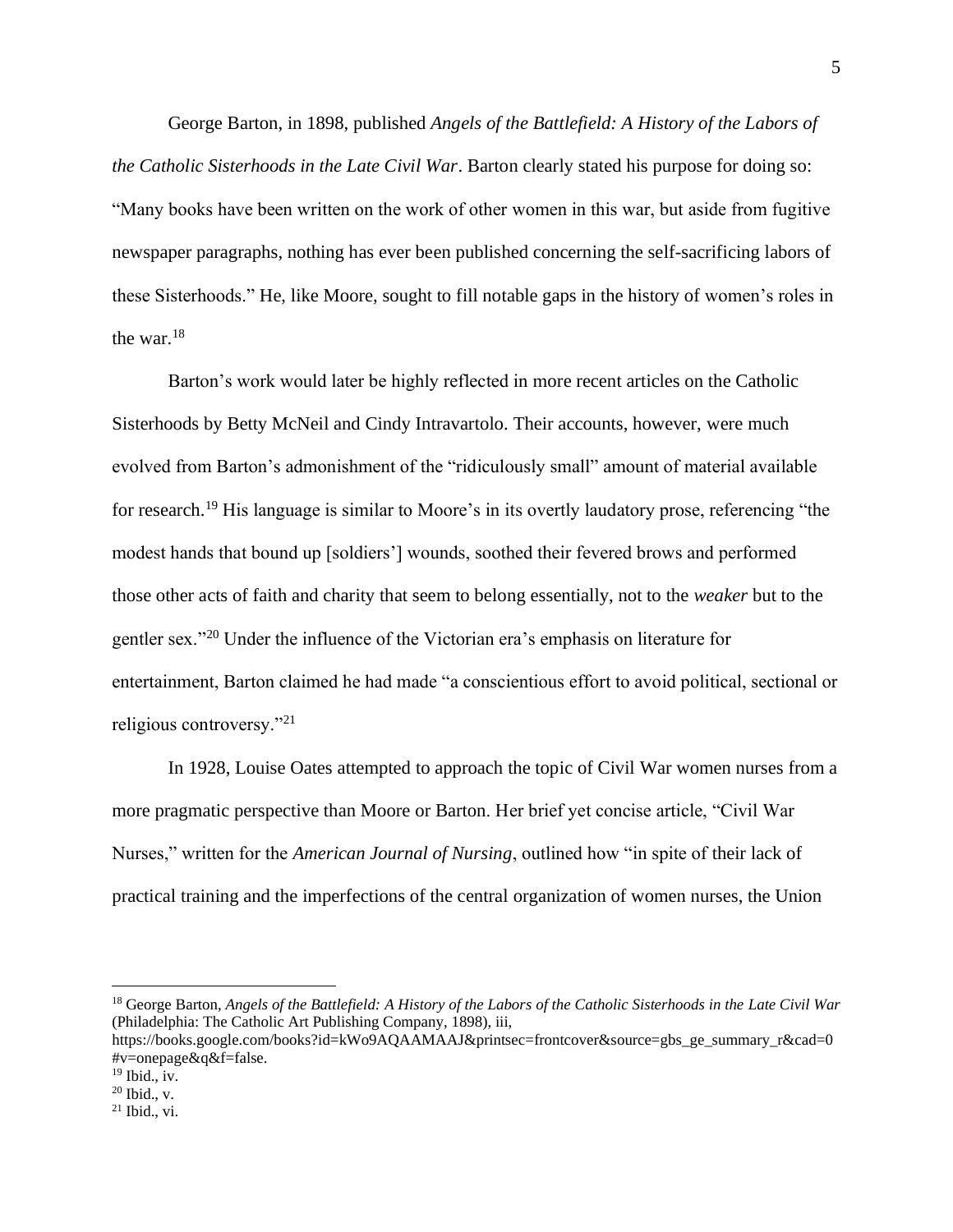George Barton, in 1898, published *Angels of the Battlefield: A History of the Labors of the Catholic Sisterhoods in the Late Civil War*. Barton clearly stated his purpose for doing so: "Many books have been written on the work of other women in this war, but aside from fugitive newspaper paragraphs, nothing has ever been published concerning the self-sacrificing labors of these Sisterhoods." He, like Moore, sought to fill notable gaps in the history of women's roles in the war.[18]

Barton's work would later be highly reflected in more recent articles on the Catholic Sisterhoods by Betty McNeil and Cindy Intravartolo. Their accounts, however, were much evolved from Barton's admonishment of the "ridiculously small" amount of material available for research.[19] His language is similar to Moore's in its overtly laudatory prose, referencing "the modest hands that bound up [soldiers'] wounds, soothed their fevered brows and performed those other acts of faith and charity that seem to belong essentially, not to the *weaker* but to the gentler sex."[20] Under the influence of the Victorian era's emphasis on literature for entertainment, Barton claimed he had made "a conscientious effort to avoid political, sectional or religious controversy."[21]

In 1928, Louise Oates attempted to approach the topic of Civil War women nurses from a more pragmatic perspective than Moore or Barton. Her brief yet concise article, "Civil War Nurses," written for the *American Journal of Nursing*, outlined how "in spite of their lack of practical training and the imperfections of the central organization of women nurses, the Union

---

[18] George Barton, *Angels of the Battlefield: A History of the Labors of the Catholic Sisterhoods in the Late Civil War* (Philadelphia: The Catholic Art Publishing Company, 1898), iii, https://books.google.com/books?id=kWo9AQAAMAAJ&printsec=frontcover&source=gbs_ge_summary_r&cad=0#v=onepage&q&f=false.

[19] Ibid., iv.

[20] Ibid., v.

[21] Ibid., vi.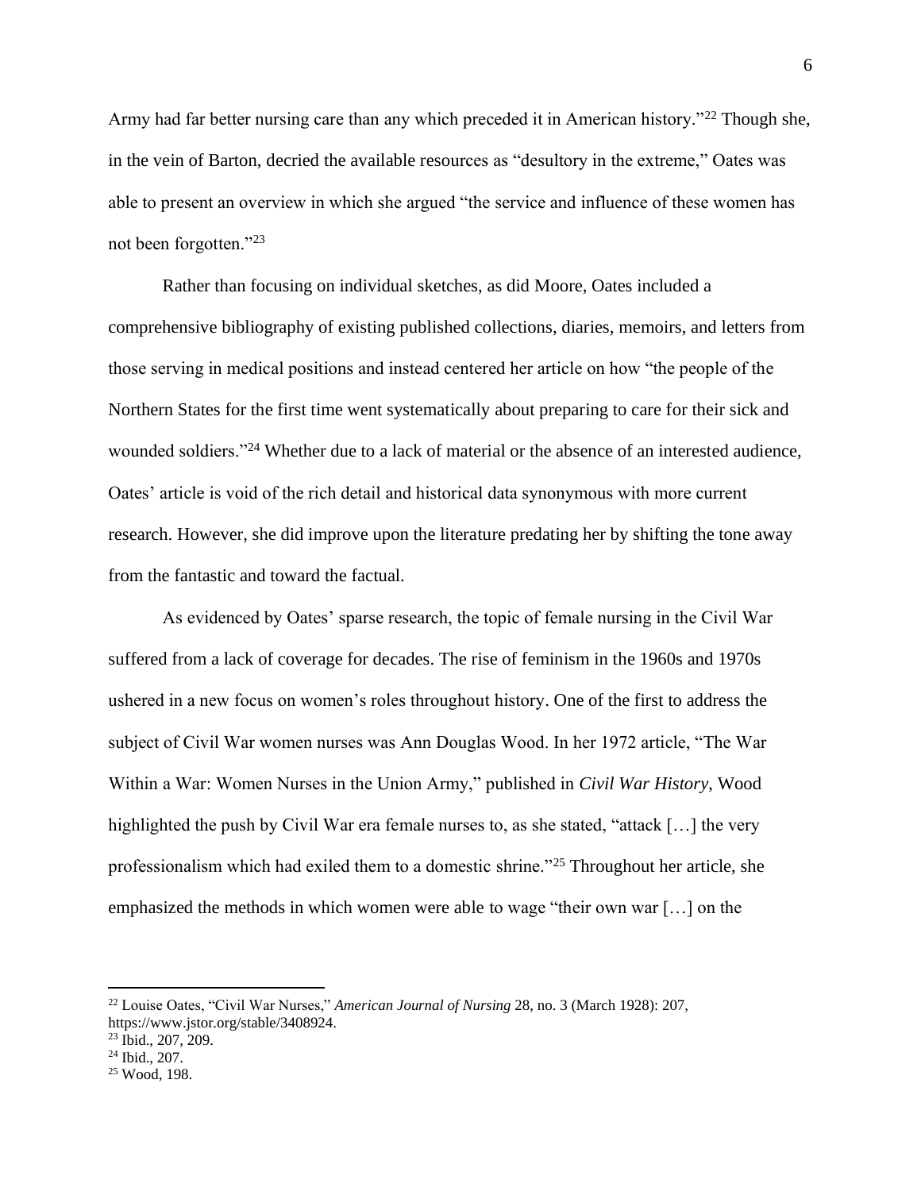Army had far better nursing care than any which preceded it in American history."[22] Though she, in the vein of Barton, decried the available resources as "desultory in the extreme," Oates was able to present an overview in which she argued "the service and influence of these women has not been forgotten."[23]

Rather than focusing on individual sketches, as did Moore, Oates included a comprehensive bibliography of existing published collections, diaries, memoirs, and letters from those serving in medical positions and instead centered her article on how "the people of the Northern States for the first time went systematically about preparing to care for their sick and wounded soldiers."[24] Whether due to a lack of material or the absence of an interested audience, Oates' article is void of the rich detail and historical data synonymous with more current research. However, she did improve upon the literature predating her by shifting the tone away from the fantastic and toward the factual.

As evidenced by Oates' sparse research, the topic of female nursing in the Civil War suffered from a lack of coverage for decades. The rise of feminism in the 1960s and 1970s ushered in a new focus on women's roles throughout history. One of the first to address the subject of Civil War women nurses was Ann Douglas Wood. In her 1972 article, "The War Within a War: Women Nurses in the Union Army," published in *Civil War History*, Wood highlighted the push by Civil War era female nurses to, as she stated, "attack […] the very professionalism which had exiled them to a domestic shrine."[25] Throughout her article, she emphasized the methods in which women were able to wage "their own war […] on the

---

[22] Louise Oates, "Civil War Nurses," *American Journal of Nursing* 28, no. 3 (March 1928): 207, https://www.jstor.org/stable/3408924.

[23] Ibid., 207, 209.

[24] Ibid., 207.

[25] Wood, 198.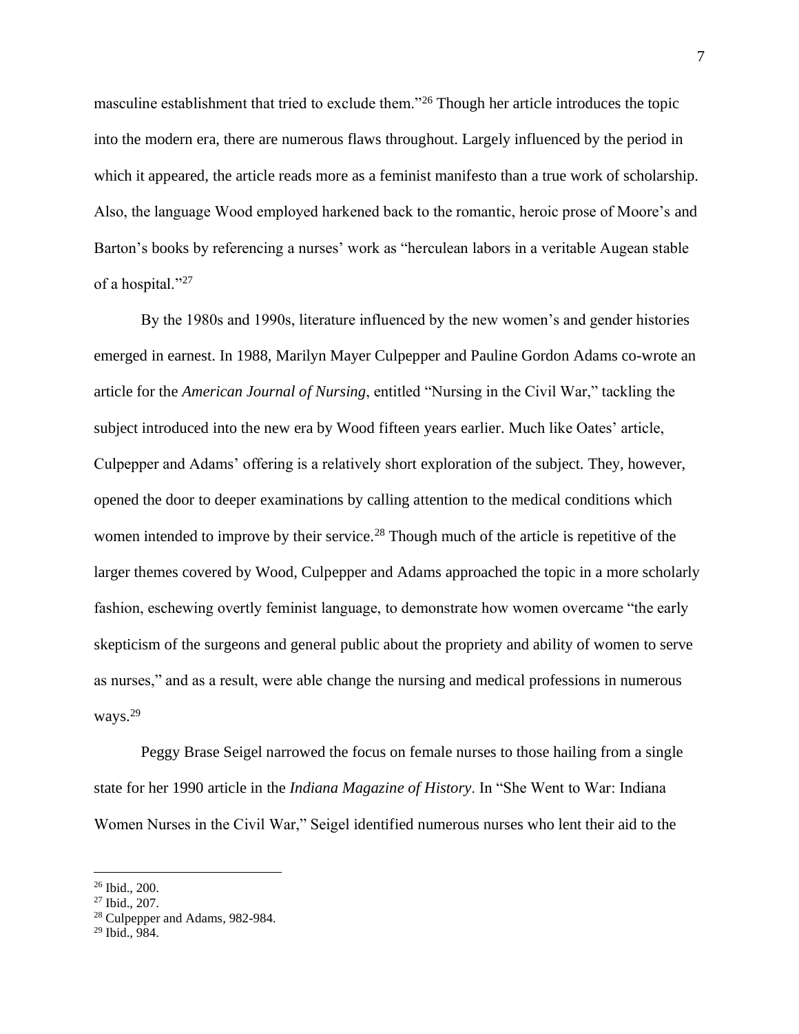masculine establishment that tried to exclude them."[26] Though her article introduces the topic into the modern era, there are numerous flaws throughout. Largely influenced by the period in which it appeared, the article reads more as a feminist manifesto than a true work of scholarship. Also, the language Wood employed harkened back to the romantic, heroic prose of Moore's and Barton's books by referencing a nurses' work as "herculean labors in a veritable Augean stable of a hospital."[27]

By the 1980s and 1990s, literature influenced by the new women's and gender histories emerged in earnest. In 1988, Marilyn Mayer Culpepper and Pauline Gordon Adams co-wrote an article for the *American Journal of Nursing*, entitled "Nursing in the Civil War," tackling the subject introduced into the new era by Wood fifteen years earlier. Much like Oates' article, Culpepper and Adams' offering is a relatively short exploration of the subject. They, however, opened the door to deeper examinations by calling attention to the medical conditions which women intended to improve by their service.[28] Though much of the article is repetitive of the larger themes covered by Wood, Culpepper and Adams approached the topic in a more scholarly fashion, eschewing overtly feminist language, to demonstrate how women overcame "the early skepticism of the surgeons and general public about the propriety and ability of women to serve as nurses," and as a result, were able change the nursing and medical professions in numerous ways.[29]

Peggy Brase Seigel narrowed the focus on female nurses to those hailing from a single state for her 1990 article in the *Indiana Magazine of History*. In "She Went to War: Indiana Women Nurses in the Civil War," Seigel identified numerous nurses who lent their aid to the

---

[26] Ibid., 200.
[27] Ibid., 207.
[28] Culpepper and Adams, 982-984.
[29] Ibid., 984.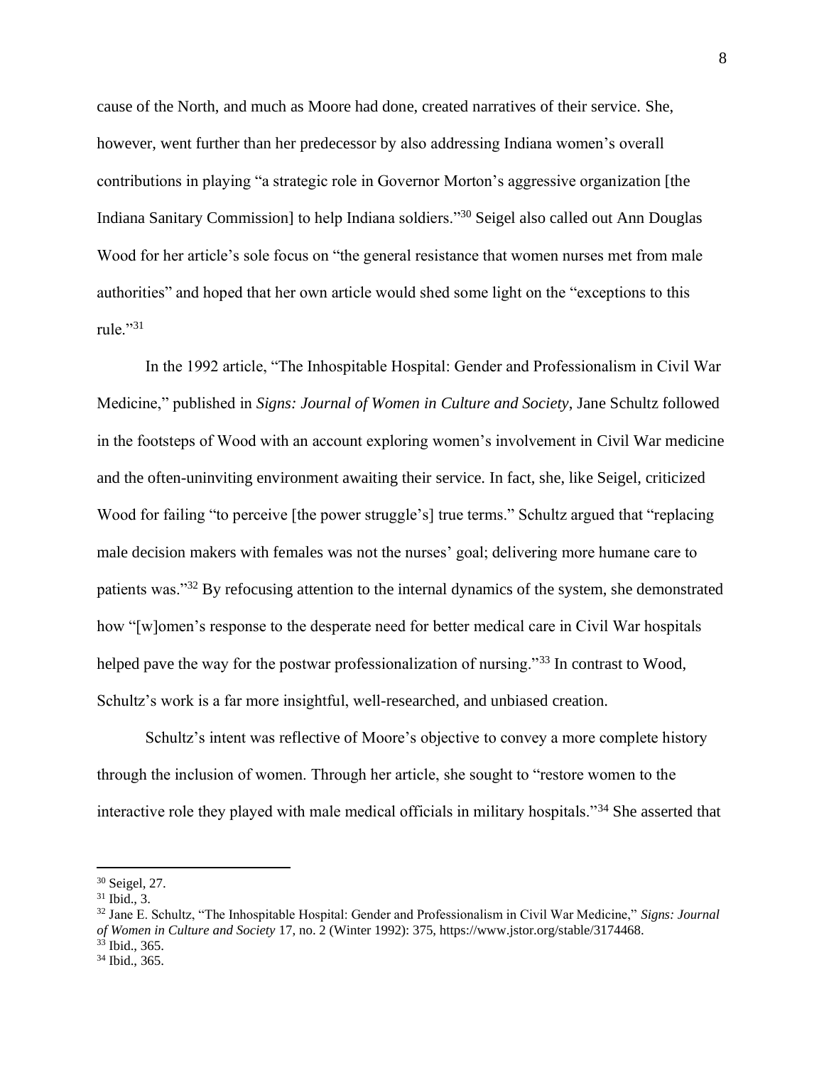cause of the North, and much as Moore had done, created narratives of their service. She, however, went further than her predecessor by also addressing Indiana women's overall contributions in playing "a strategic role in Governor Morton's aggressive organization [the Indiana Sanitary Commission] to help Indiana soldiers."[30] Seigel also called out Ann Douglas Wood for her article's sole focus on "the general resistance that women nurses met from male authorities" and hoped that her own article would shed some light on the "exceptions to this rule."[31]

In the 1992 article, "The Inhospitable Hospital: Gender and Professionalism in Civil War Medicine," published in *Signs: Journal of Women in Culture and Society*, Jane Schultz followed in the footsteps of Wood with an account exploring women's involvement in Civil War medicine and the often-uninviting environment awaiting their service. In fact, she, like Seigel, criticized Wood for failing "to perceive [the power struggle's] true terms." Schultz argued that "replacing male decision makers with females was not the nurses' goal; delivering more humane care to patients was."[32] By refocusing attention to the internal dynamics of the system, she demonstrated how "[w]omen's response to the desperate need for better medical care in Civil War hospitals helped pave the way for the postwar professionalization of nursing."[33] In contrast to Wood, Schultz's work is a far more insightful, well-researched, and unbiased creation.

Schultz's intent was reflective of Moore's objective to convey a more complete history through the inclusion of women. Through her article, she sought to "restore women to the interactive role they played with male medical officials in military hospitals."[34] She asserted that

---

[30] Seigel, 27.

[31] Ibid., 3.

[32] Jane E. Schultz, "The Inhospitable Hospital: Gender and Professionalism in Civil War Medicine," *Signs: Journal of Women in Culture and Society* 17, no. 2 (Winter 1992): 375, https://www.jstor.org/stable/3174468.

[33] Ibid., 365.

[34] Ibid., 365.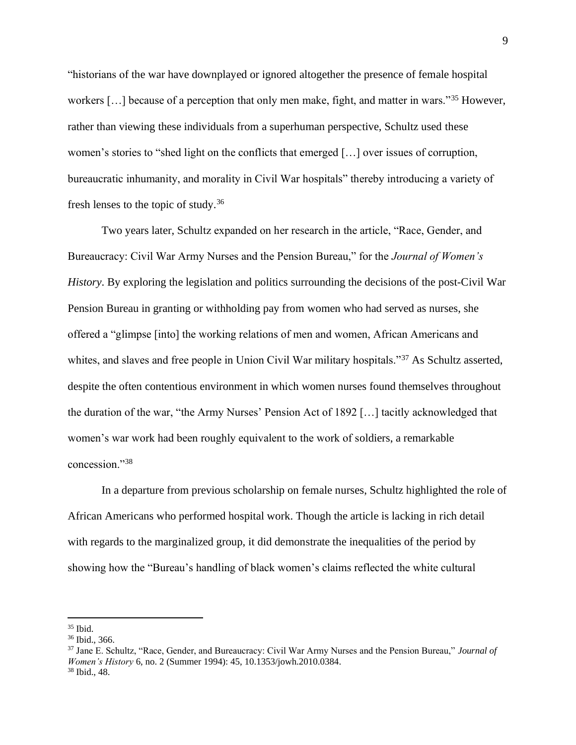"historians of the war have downplayed or ignored altogether the presence of female hospital workers […] because of a perception that only men make, fight, and matter in wars."[35] However, rather than viewing these individuals from a superhuman perspective, Schultz used these women's stories to "shed light on the conflicts that emerged […] over issues of corruption, bureaucratic inhumanity, and morality in Civil War hospitals" thereby introducing a variety of fresh lenses to the topic of study.[36]

Two years later, Schultz expanded on her research in the article, "Race, Gender, and Bureaucracy: Civil War Army Nurses and the Pension Bureau," for the *Journal of Women's History*. By exploring the legislation and politics surrounding the decisions of the post-Civil War Pension Bureau in granting or withholding pay from women who had served as nurses, she offered a "glimpse [into] the working relations of men and women, African Americans and whites, and slaves and free people in Union Civil War military hospitals."[37] As Schultz asserted, despite the often contentious environment in which women nurses found themselves throughout the duration of the war, "the Army Nurses' Pension Act of 1892 […] tacitly acknowledged that women's war work had been roughly equivalent to the work of soldiers, a remarkable concession."[38]

In a departure from previous scholarship on female nurses, Schultz highlighted the role of African Americans who performed hospital work. Though the article is lacking in rich detail with regards to the marginalized group, it did demonstrate the inequalities of the period by showing how the "Bureau's handling of black women's claims reflected the white cultural

---

[35] Ibid.

[36] Ibid., 366.

[37] Jane E. Schultz, "Race, Gender, and Bureaucracy: Civil War Army Nurses and the Pension Bureau," *Journal of Women's History* 6, no. 2 (Summer 1994): 45, 10.1353/jowh.2010.0384.

[38] Ibid., 48.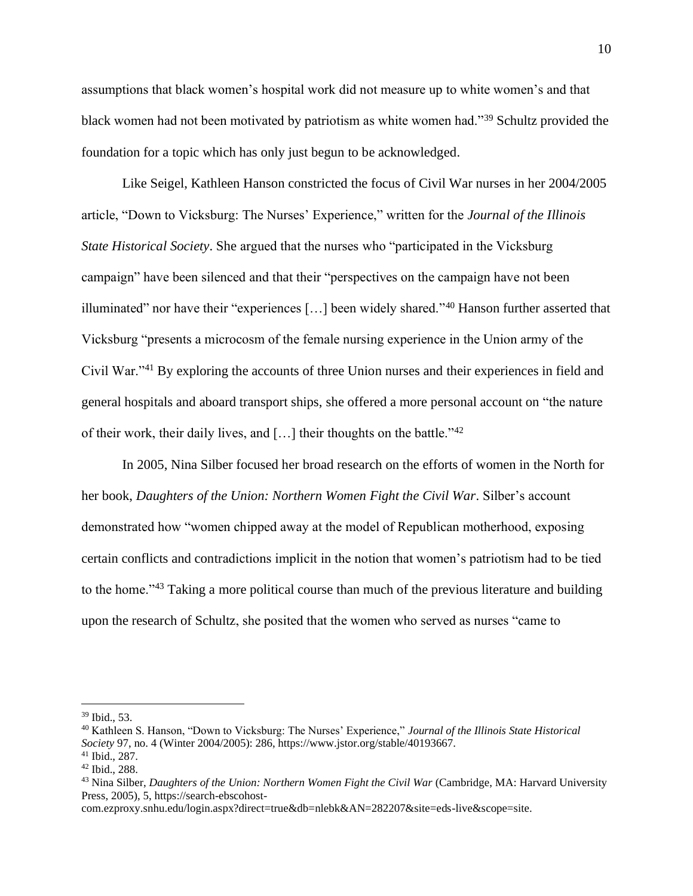assumptions that black women's hospital work did not measure up to white women's and that black women had not been motivated by patriotism as white women had."[39] Schultz provided the foundation for a topic which has only just begun to be acknowledged.

Like Seigel, Kathleen Hanson constricted the focus of Civil War nurses in her 2004/2005 article, "Down to Vicksburg: The Nurses' Experience," written for the *Journal of the Illinois State Historical Society*. She argued that the nurses who "participated in the Vicksburg campaign" have been silenced and that their "perspectives on the campaign have not been illuminated" nor have their "experiences […] been widely shared."[40] Hanson further asserted that Vicksburg "presents a microcosm of the female nursing experience in the Union army of the Civil War."[41] By exploring the accounts of three Union nurses and their experiences in field and general hospitals and aboard transport ships, she offered a more personal account on "the nature of their work, their daily lives, and […] their thoughts on the battle."[42]

In 2005, Nina Silber focused her broad research on the efforts of women in the North for her book, *Daughters of the Union: Northern Women Fight the Civil War*. Silber's account demonstrated how "women chipped away at the model of Republican motherhood, exposing certain conflicts and contradictions implicit in the notion that women's patriotism had to be tied to the home."[43] Taking a more political course than much of the previous literature and building upon the research of Schultz, she posited that the women who served as nurses "came to

---

[39] Ibid., 53.

[40] Kathleen S. Hanson, "Down to Vicksburg: The Nurses' Experience," *Journal of the Illinois State Historical Society* 97, no. 4 (Winter 2004/2005): 286, https://www.jstor.org/stable/40193667.

[41] Ibid., 287.

[42] Ibid., 288.

[43] Nina Silber, *Daughters of the Union: Northern Women Fight the Civil War* (Cambridge, MA: Harvard University Press, 2005), 5, https://search-ebscohost-com.ezproxy.snhu.edu/login.aspx?direct=true&db=nlebk&AN=282207&site=eds-live&scope=site.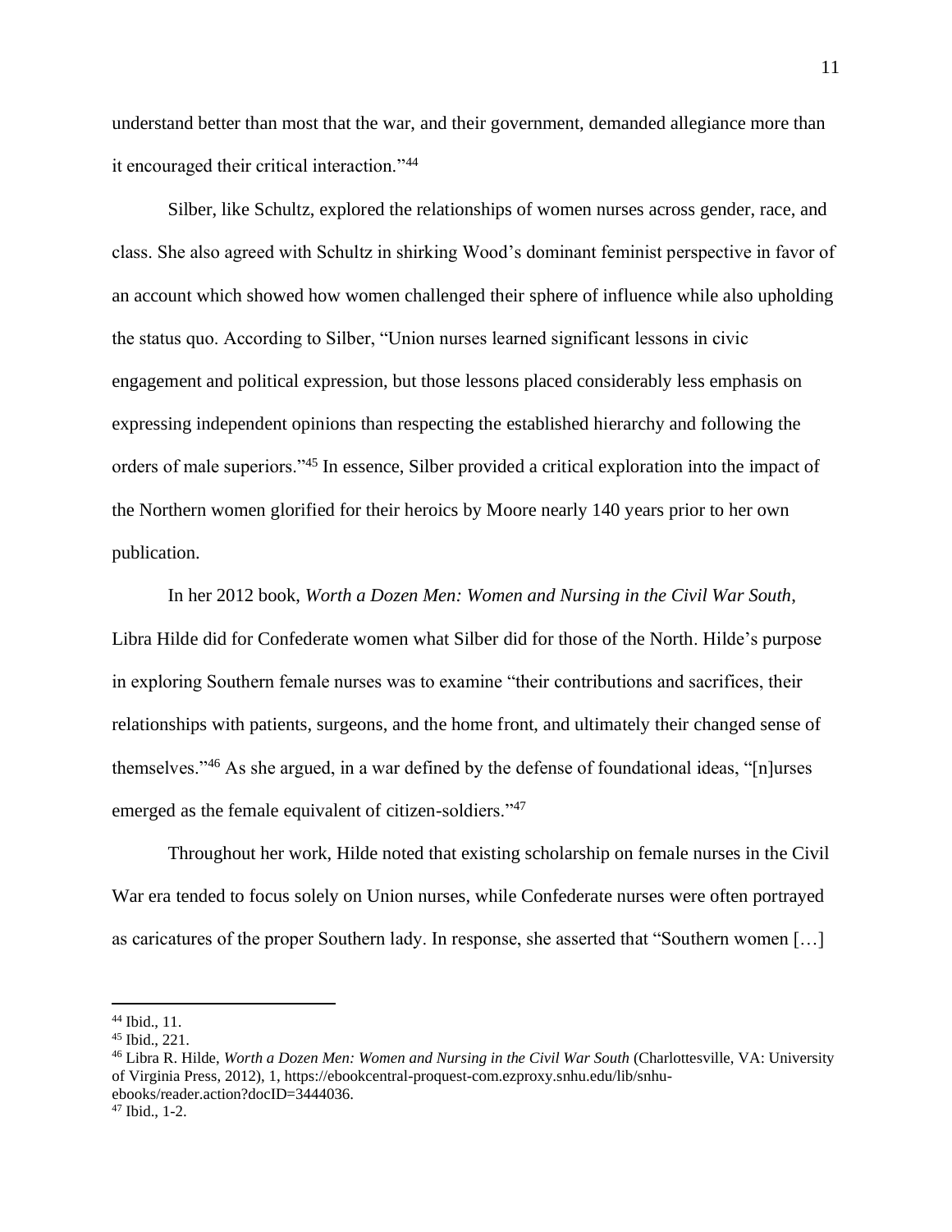understand better than most that the war, and their government, demanded allegiance more than it encouraged their critical interaction."[44]

Silber, like Schultz, explored the relationships of women nurses across gender, race, and class. She also agreed with Schultz in shirking Wood's dominant feminist perspective in favor of an account which showed how women challenged their sphere of influence while also upholding the status quo. According to Silber, "Union nurses learned significant lessons in civic engagement and political expression, but those lessons placed considerably less emphasis on expressing independent opinions than respecting the established hierarchy and following the orders of male superiors."[45] In essence, Silber provided a critical exploration into the impact of the Northern women glorified for their heroics by Moore nearly 140 years prior to her own publication.

In her 2012 book, *Worth a Dozen Men: Women and Nursing in the Civil War South*, Libra Hilde did for Confederate women what Silber did for those of the North. Hilde's purpose in exploring Southern female nurses was to examine "their contributions and sacrifices, their relationships with patients, surgeons, and the home front, and ultimately their changed sense of themselves."[46] As she argued, in a war defined by the defense of foundational ideas, "[n]urses emerged as the female equivalent of citizen-soldiers."[47]

Throughout her work, Hilde noted that existing scholarship on female nurses in the Civil War era tended to focus solely on Union nurses, while Confederate nurses were often portrayed as caricatures of the proper Southern lady. In response, she asserted that "Southern women […]

---

[44] Ibid., 11.

[45] Ibid., 221.

[46] Libra R. Hilde, *Worth a Dozen Men: Women and Nursing in the Civil War South* (Charlottesville, VA: University of Virginia Press, 2012), 1, https://ebookcentral-proquest-com.ezproxy.snhu.edu/lib/snhu-ebooks/reader.action?docID=3444036.

[47] Ibid., 1-2.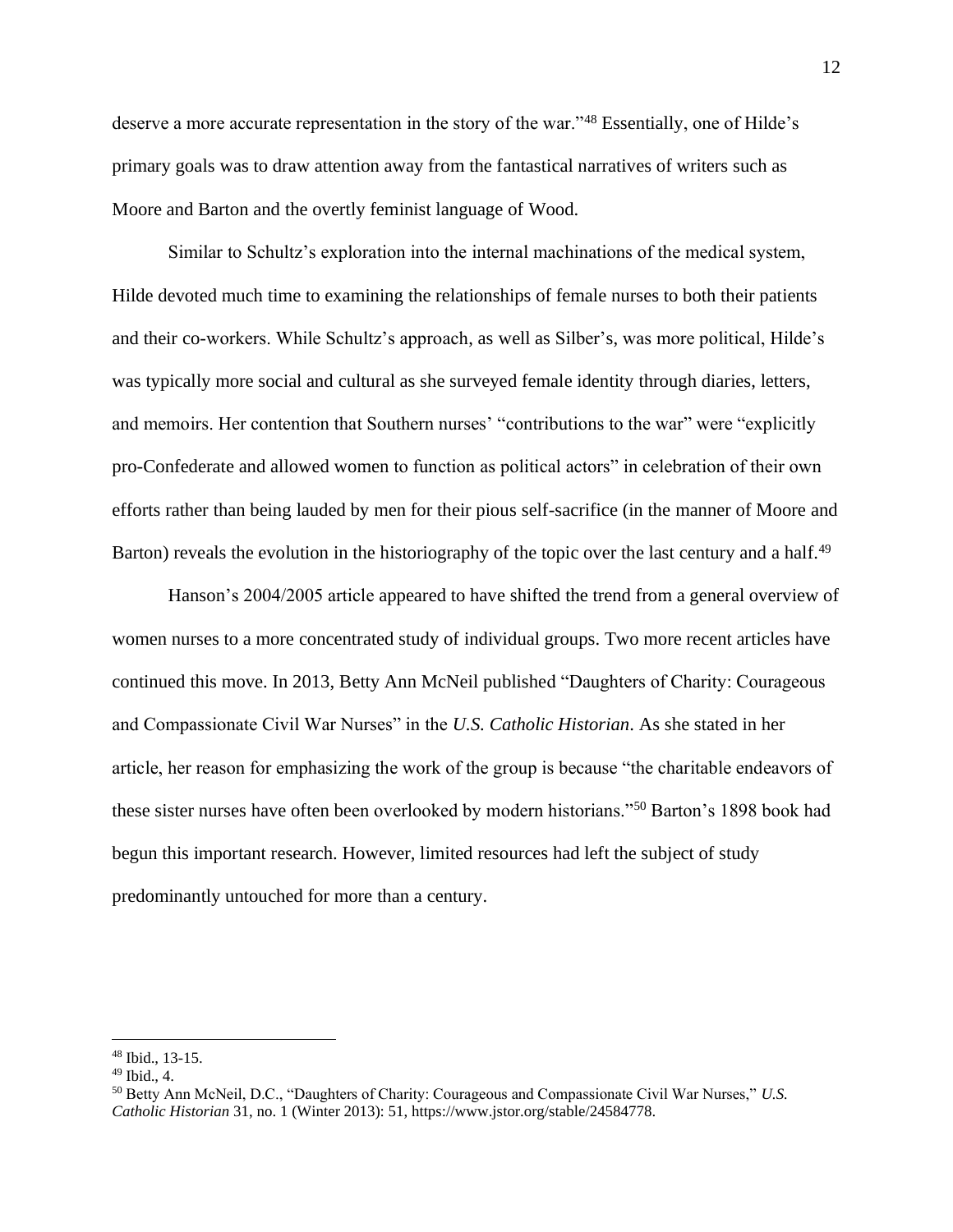deserve a more accurate representation in the story of the war."[48] Essentially, one of Hilde's primary goals was to draw attention away from the fantastical narratives of writers such as Moore and Barton and the overtly feminist language of Wood.

Similar to Schultz's exploration into the internal machinations of the medical system, Hilde devoted much time to examining the relationships of female nurses to both their patients and their co-workers. While Schultz's approach, as well as Silber's, was more political, Hilde's was typically more social and cultural as she surveyed female identity through diaries, letters, and memoirs. Her contention that Southern nurses' "contributions to the war" were "explicitly pro-Confederate and allowed women to function as political actors" in celebration of their own efforts rather than being lauded by men for their pious self-sacrifice (in the manner of Moore and Barton) reveals the evolution in the historiography of the topic over the last century and a half.[49]

Hanson's 2004/2005 article appeared to have shifted the trend from a general overview of women nurses to a more concentrated study of individual groups. Two more recent articles have continued this move. In 2013, Betty Ann McNeil published "Daughters of Charity: Courageous and Compassionate Civil War Nurses" in the *U.S. Catholic Historian*. As she stated in her article, her reason for emphasizing the work of the group is because "the charitable endeavors of these sister nurses have often been overlooked by modern historians."[50] Barton's 1898 book had begun this important research. However, limited resources had left the subject of study predominantly untouched for more than a century.

---

[48] Ibid., 13-15.

[49] Ibid., 4.

[50] Betty Ann McNeil, D.C., "Daughters of Charity: Courageous and Compassionate Civil War Nurses," *U.S. Catholic Historian* 31, no. 1 (Winter 2013): 51, https://www.jstor.org/stable/24584778.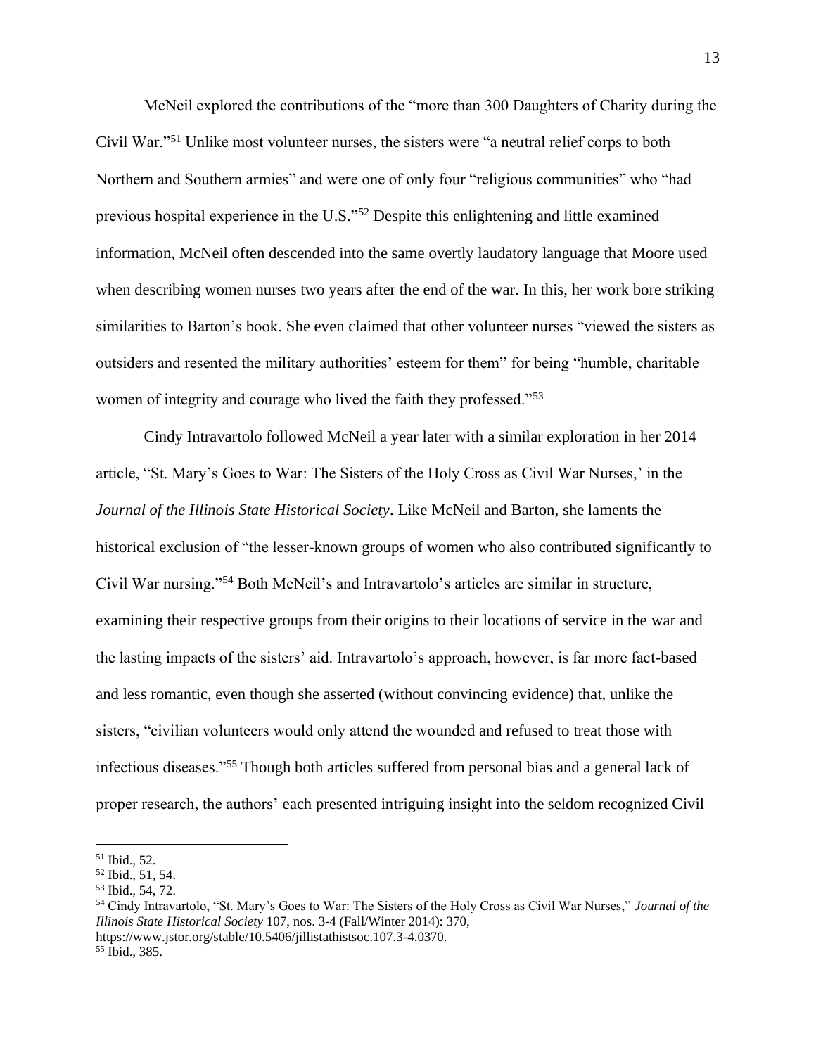McNeil explored the contributions of the "more than 300 Daughters of Charity during the Civil War."[51] Unlike most volunteer nurses, the sisters were "a neutral relief corps to both Northern and Southern armies" and were one of only four "religious communities" who "had previous hospital experience in the U.S."[52] Despite this enlightening and little examined information, McNeil often descended into the same overtly laudatory language that Moore used when describing women nurses two years after the end of the war. In this, her work bore striking similarities to Barton's book. She even claimed that other volunteer nurses "viewed the sisters as outsiders and resented the military authorities' esteem for them" for being "humble, charitable women of integrity and courage who lived the faith they professed."[53]

Cindy Intravartolo followed McNeil a year later with a similar exploration in her 2014 article, "St. Mary's Goes to War: The Sisters of the Holy Cross as Civil War Nurses,' in the *Journal of the Illinois State Historical Society*. Like McNeil and Barton, she laments the historical exclusion of "the lesser-known groups of women who also contributed significantly to Civil War nursing."[54] Both McNeil's and Intravartolo's articles are similar in structure, examining their respective groups from their origins to their locations of service in the war and the lasting impacts of the sisters' aid. Intravartolo's approach, however, is far more fact-based and less romantic, even though she asserted (without convincing evidence) that, unlike the sisters, "civilian volunteers would only attend the wounded and refused to treat those with infectious diseases."[55] Though both articles suffered from personal bias and a general lack of proper research, the authors' each presented intriguing insight into the seldom recognized Civil

---

[51] Ibid., 52.

[52] Ibid., 51, 54.

[53] Ibid., 54, 72.

[54] Cindy Intravartolo, "St. Mary's Goes to War: The Sisters of the Holy Cross as Civil War Nurses," *Journal of the Illinois State Historical Society* 107, nos. 3-4 (Fall/Winter 2014): 370, https://www.jstor.org/stable/10.5406/jillistathistsoc.107.3-4.0370.

[55] Ibid., 385.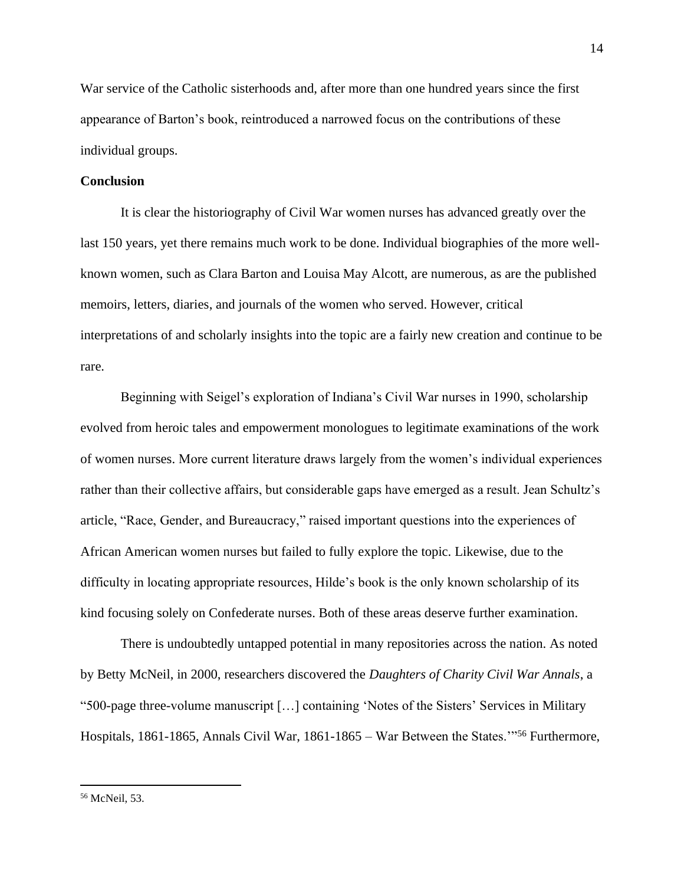War service of the Catholic sisterhoods and, after more than one hundred years since the first appearance of Barton's book, reintroduced a narrowed focus on the contributions of these individual groups.

**Conclusion**

It is clear the historiography of Civil War women nurses has advanced greatly over the last 150 years, yet there remains much work to be done. Individual biographies of the more well-known women, such as Clara Barton and Louisa May Alcott, are numerous, as are the published memoirs, letters, diaries, and journals of the women who served. However, critical interpretations of and scholarly insights into the topic are a fairly new creation and continue to be rare.

Beginning with Seigel's exploration of Indiana's Civil War nurses in 1990, scholarship evolved from heroic tales and empowerment monologues to legitimate examinations of the work of women nurses. More current literature draws largely from the women's individual experiences rather than their collective affairs, but considerable gaps have emerged as a result. Jean Schultz's article, "Race, Gender, and Bureaucracy," raised important questions into the experiences of African American women nurses but failed to fully explore the topic. Likewise, due to the difficulty in locating appropriate resources, Hilde's book is the only known scholarship of its kind focusing solely on Confederate nurses. Both of these areas deserve further examination.

There is undoubtedly untapped potential in many repositories across the nation. As noted by Betty McNeil, in 2000, researchers discovered the *Daughters of Charity Civil War Annals*, a "500-page three-volume manuscript […] containing 'Notes of the Sisters' Services in Military Hospitals, 1861-1865, Annals Civil War, 1861-1865 – War Between the States.'"[56] Furthermore,

---

[56] McNeil, 53.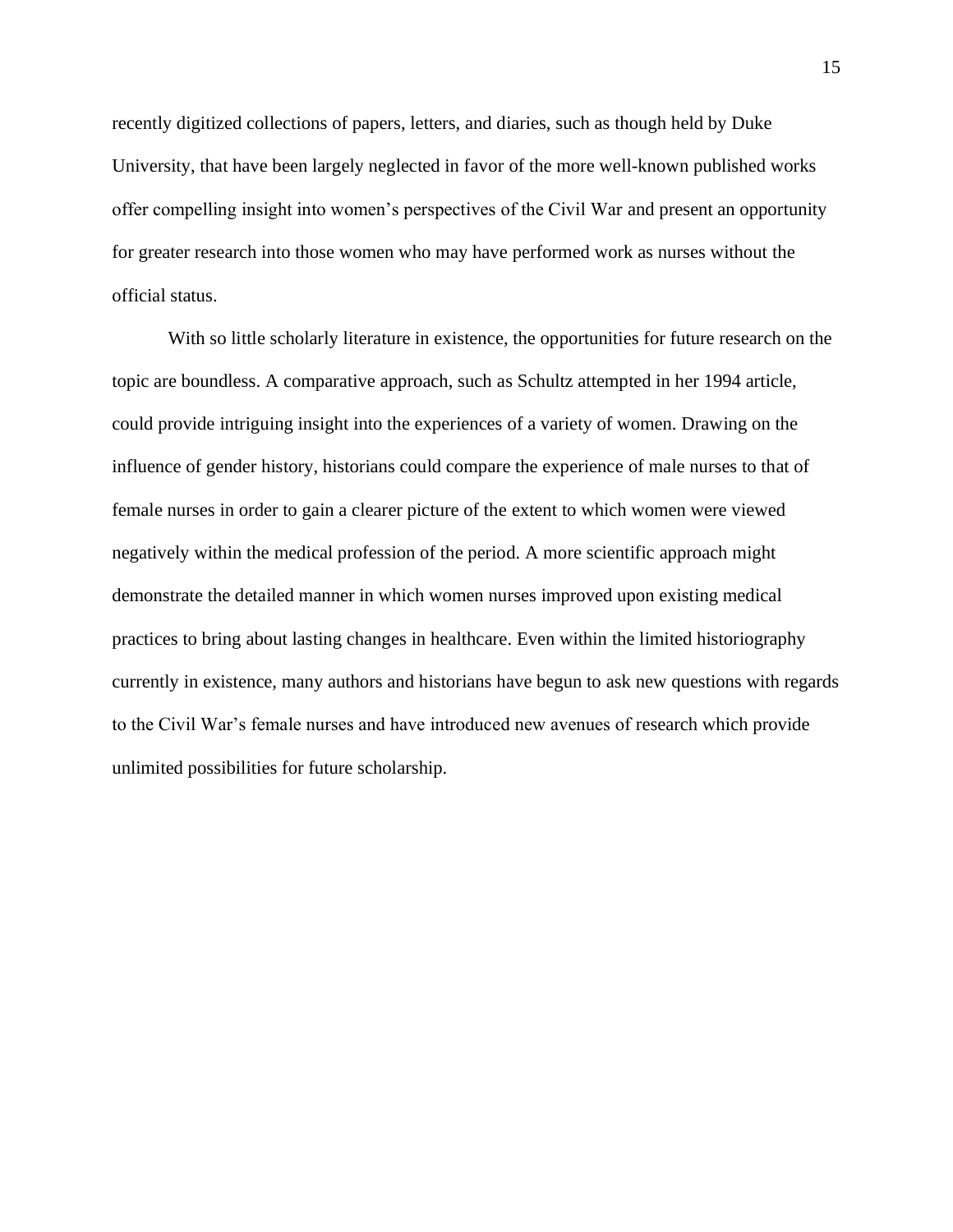recently digitized collections of papers, letters, and diaries, such as though held by Duke University, that have been largely neglected in favor of the more well-known published works offer compelling insight into women's perspectives of the Civil War and present an opportunity for greater research into those women who may have performed work as nurses without the official status.

With so little scholarly literature in existence, the opportunities for future research on the topic are boundless. A comparative approach, such as Schultz attempted in her 1994 article, could provide intriguing insight into the experiences of a variety of women. Drawing on the influence of gender history, historians could compare the experience of male nurses to that of female nurses in order to gain a clearer picture of the extent to which women were viewed negatively within the medical profession of the period. A more scientific approach might demonstrate the detailed manner in which women nurses improved upon existing medical practices to bring about lasting changes in healthcare. Even within the limited historiography currently in existence, many authors and historians have begun to ask new questions with regards to the Civil War's female nurses and have introduced new avenues of research which provide unlimited possibilities for future scholarship.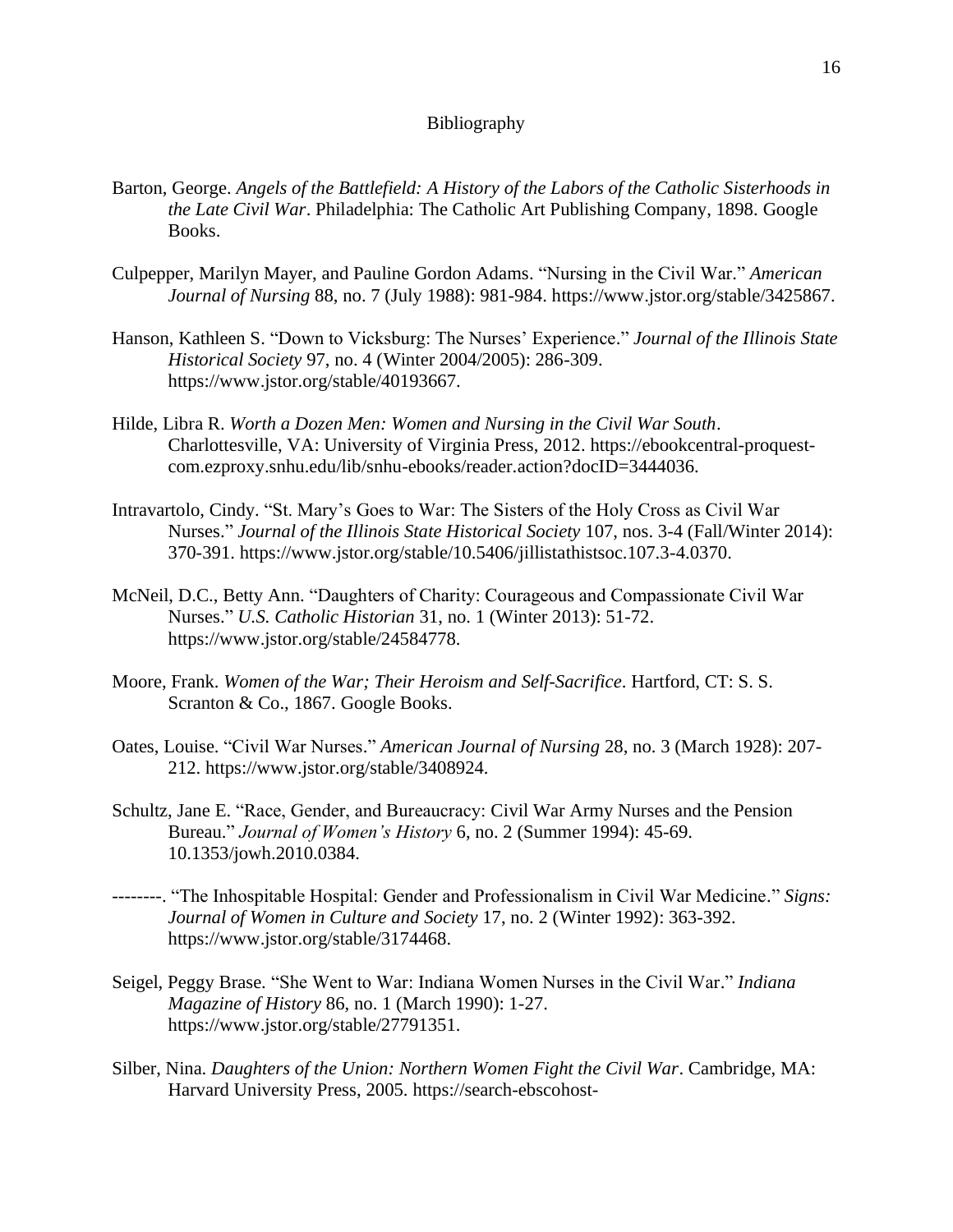# Bibliography

Barton, George. *Angels of the Battlefield: A History of the Labors of the Catholic Sisterhoods in the Late Civil War*. Philadelphia: The Catholic Art Publishing Company, 1898. Google Books.

Culpepper, Marilyn Mayer, and Pauline Gordon Adams. "Nursing in the Civil War." *American Journal of Nursing* 88, no. 7 (July 1988): 981-984. https://www.jstor.org/stable/3425867.

Hanson, Kathleen S. "Down to Vicksburg: The Nurses' Experience." *Journal of the Illinois State Historical Society* 97, no. 4 (Winter 2004/2005): 286-309. https://www.jstor.org/stable/40193667.

Hilde, Libra R. *Worth a Dozen Men: Women and Nursing in the Civil War South*. Charlottesville, VA: University of Virginia Press, 2012. https://ebookcentral-proquest-com.ezproxy.snhu.edu/lib/snhu-ebooks/reader.action?docID=3444036.

Intravartolo, Cindy. "St. Mary's Goes to War: The Sisters of the Holy Cross as Civil War Nurses." *Journal of the Illinois State Historical Society* 107, nos. 3-4 (Fall/Winter 2014): 370-391. https://www.jstor.org/stable/10.5406/jillistathistsoc.107.3-4.0370.

McNeil, D.C., Betty Ann. "Daughters of Charity: Courageous and Compassionate Civil War Nurses." *U.S. Catholic Historian* 31, no. 1 (Winter 2013): 51-72. https://www.jstor.org/stable/24584778.

Moore, Frank. *Women of the War; Their Heroism and Self-Sacrifice*. Hartford, CT: S. S. Scranton & Co., 1867. Google Books.

Oates, Louise. "Civil War Nurses." *American Journal of Nursing* 28, no. 3 (March 1928): 207-212. https://www.jstor.org/stable/3408924.

Schultz, Jane E. "Race, Gender, and Bureaucracy: Civil War Army Nurses and the Pension Bureau." *Journal of Women's History* 6, no. 2 (Summer 1994): 45-69. 10.1353/jowh.2010.0384.

--------. "The Inhospitable Hospital: Gender and Professionalism in Civil War Medicine." *Signs: Journal of Women in Culture and Society* 17, no. 2 (Winter 1992): 363-392. https://www.jstor.org/stable/3174468.

Seigel, Peggy Brase. "She Went to War: Indiana Women Nurses in the Civil War." *Indiana Magazine of History* 86, no. 1 (March 1990): 1-27. https://www.jstor.org/stable/27791351.

Silber, Nina. *Daughters of the Union: Northern Women Fight the Civil War*. Cambridge, MA: Harvard University Press, 2005. https://search-ebscohost-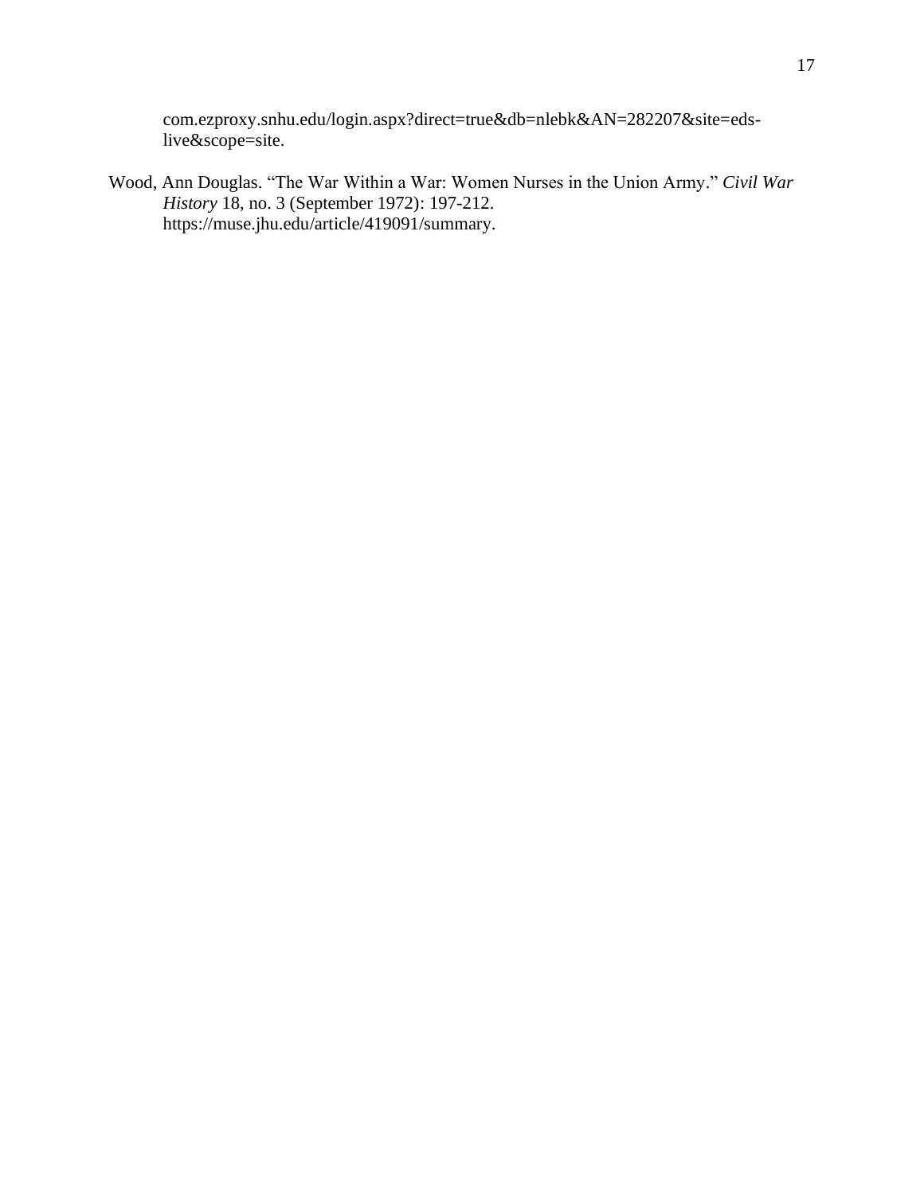com.ezproxy.snhu.edu/login.aspx?direct=true&db=nlebk&AN=282207&site=eds-live&scope=site.

Wood, Ann Douglas. "The War Within a War: Women Nurses in the Union Army." *Civil War History* 18, no. 3 (September 1972): 197-212. https://muse.jhu.edu/article/419091/summary.